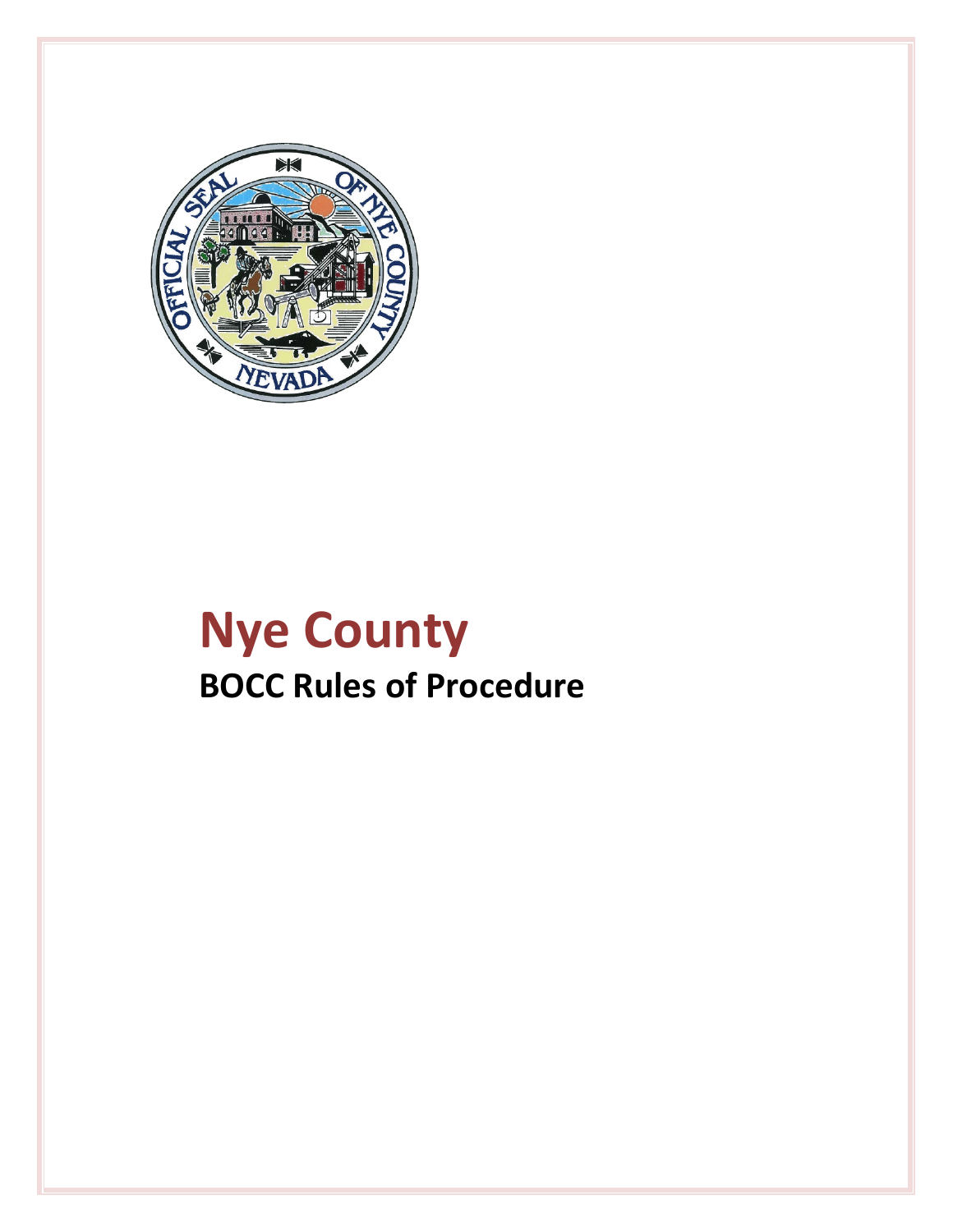# Nye County

## BOCC Rules of Procedure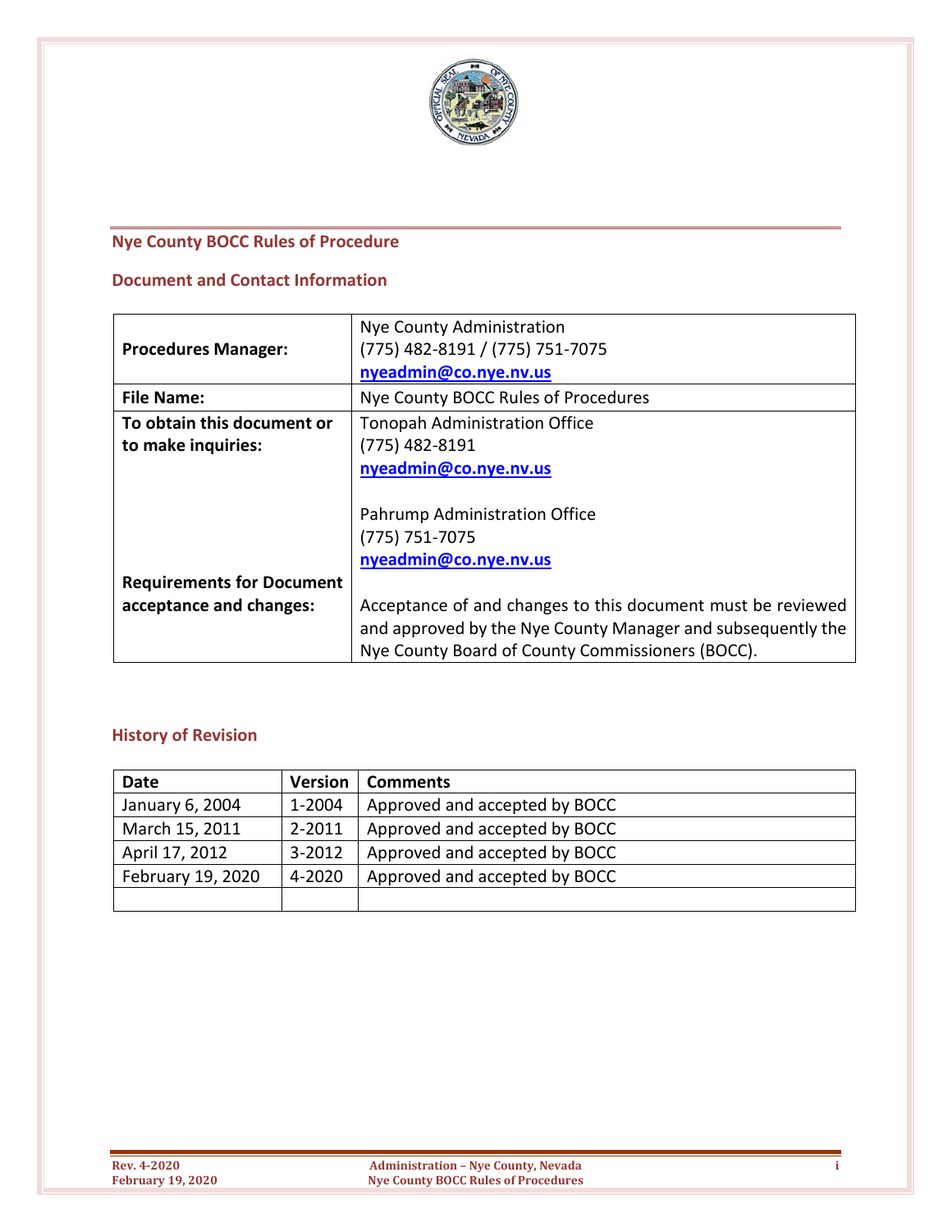## Nye County BOCC Rules of Procedure

### Document and Contact Information

| | |
|---|---|
| **Procedures Manager:** | Nye County Administration<br>(775) 482-8191 / (775) 751-7075<br>nyeadmin@co.nye.nv.us |
| **File Name:** | Nye County BOCC Rules of Procedures |
| **To obtain this document or to make inquiries:** | Tonopah Administration Office<br>(775) 482-8191<br>nyeadmin@co.nye.nv.us<br><br>Pahrump Administration Office<br>(775) 751-7075<br>nyeadmin@co.nye.nv.us |
| **Requirements for Document acceptance and changes:** | Acceptance of and changes to this document must be reviewed and approved by the Nye County Manager and subsequently the Nye County Board of County Commissioners (BOCC). |

### History of Revision

| Date | Version | Comments |
|---|---|---|
| January 6, 2004 | 1-2004 | Approved and accepted by BOCC |
| March 15, 2011 | 2-2011 | Approved and accepted by BOCC |
| April 17, 2012 | 3-2012 | Approved and accepted by BOCC |
| February 19, 2020 | 4-2020 | Approved and accepted by BOCC |
| | | |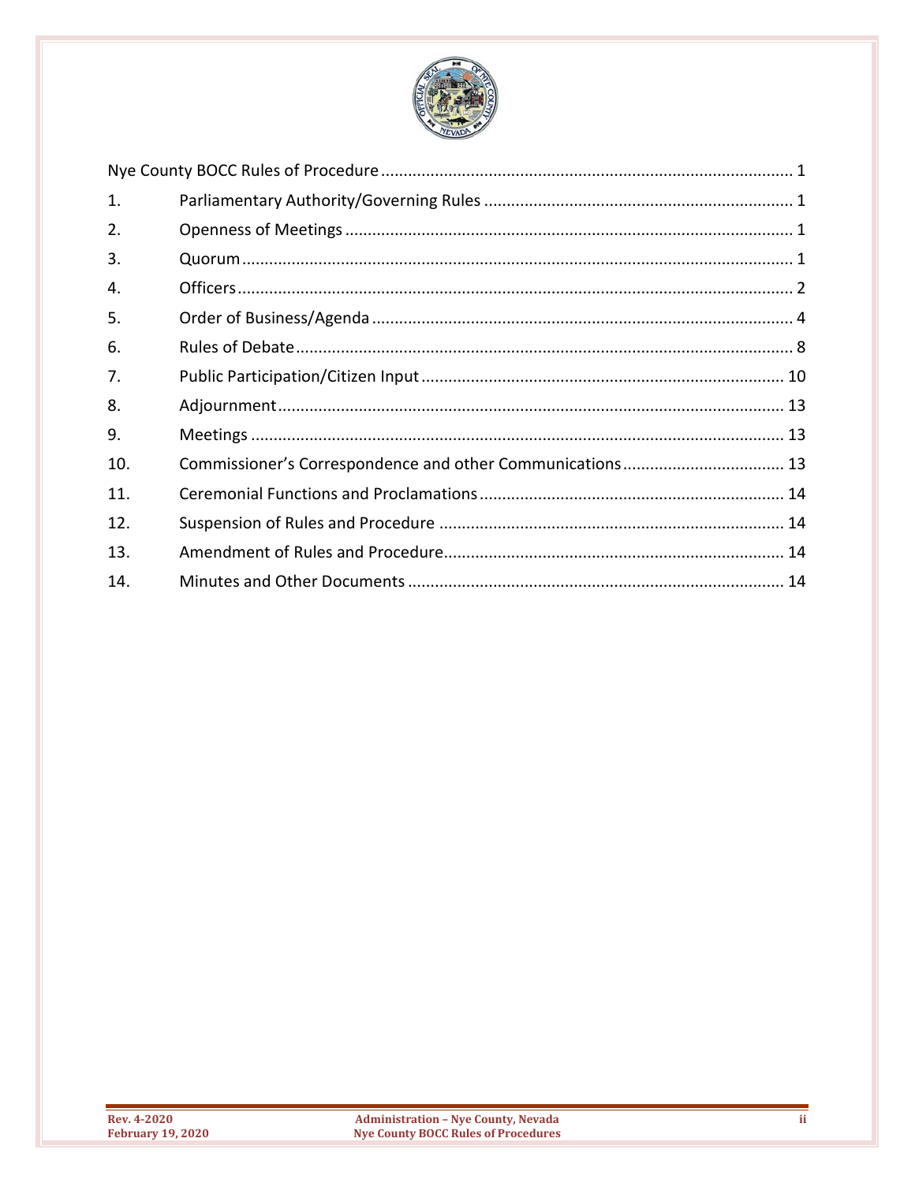| | | |
|---|---|---|
| Nye County BOCC Rules of Procedure | | 1 |
| 1. | Parliamentary Authority/Governing Rules | 1 |
| 2. | Openness of Meetings | 1 |
| 3. | Quorum | 1 |
| 4. | Officers | 2 |
| 5. | Order of Business/Agenda | 4 |
| 6. | Rules of Debate | 8 |
| 7. | Public Participation/Citizen Input | 10 |
| 8. | Adjournment | 13 |
| 9. | Meetings | 13 |
| 10. | Commissioner's Correspondence and other Communications | 13 |
| 11. | Ceremonial Functions and Proclamations | 14 |
| 12. | Suspension of Rules and Procedure | 14 |
| 13. | Amendment of Rules and Procedure | 14 |
| 14. | Minutes and Other Documents | 14 |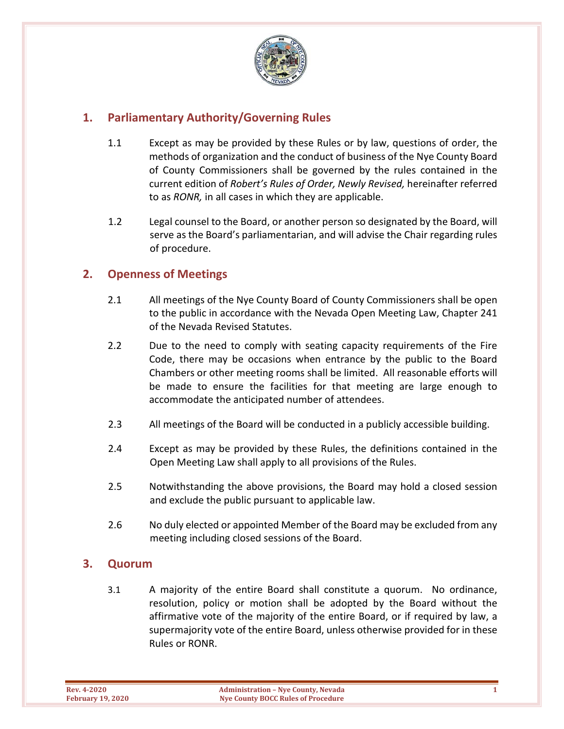## 1. Parliamentary Authority/Governing Rules

1.1 Except as may be provided by these Rules or by law, questions of order, the methods of organization and the conduct of business of the Nye County Board of County Commissioners shall be governed by the rules contained in the current edition of *Robert's Rules of Order, Newly Revised,* hereinafter referred to as *RONR,* in all cases in which they are applicable.

1.2 Legal counsel to the Board, or another person so designated by the Board, will serve as the Board's parliamentarian, and will advise the Chair regarding rules of procedure.

## 2. Openness of Meetings

2.1 All meetings of the Nye County Board of County Commissioners shall be open to the public in accordance with the Nevada Open Meeting Law, Chapter 241 of the Nevada Revised Statutes.

2.2 Due to the need to comply with seating capacity requirements of the Fire Code, there may be occasions when entrance by the public to the Board Chambers or other meeting rooms shall be limited. All reasonable efforts will be made to ensure the facilities for that meeting are large enough to accommodate the anticipated number of attendees.

2.3 All meetings of the Board will be conducted in a publicly accessible building.

2.4 Except as may be provided by these Rules, the definitions contained in the Open Meeting Law shall apply to all provisions of the Rules.

2.5 Notwithstanding the above provisions, the Board may hold a closed session and exclude the public pursuant to applicable law.

2.6 No duly elected or appointed Member of the Board may be excluded from any meeting including closed sessions of the Board.

## 3. Quorum

3.1 A majority of the entire Board shall constitute a quorum. No ordinance, resolution, policy or motion shall be adopted by the Board without the affirmative vote of the majority of the entire Board, or if required by law, a supermajority vote of the entire Board, unless otherwise provided for in these Rules or RONR.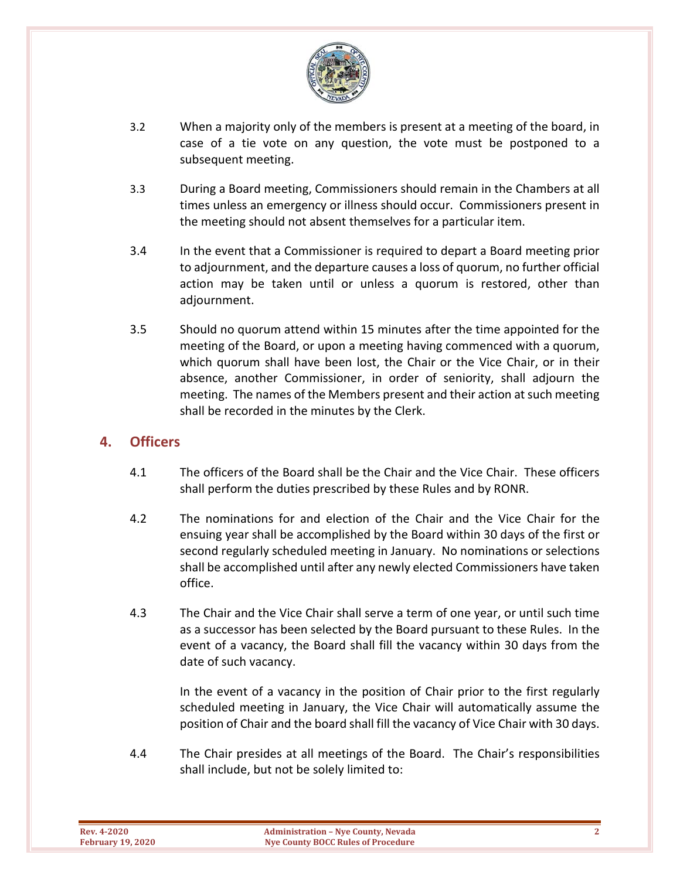3.2 When a majority only of the members is present at a meeting of the board, in case of a tie vote on any question, the vote must be postponed to a subsequent meeting.

3.3 During a Board meeting, Commissioners should remain in the Chambers at all times unless an emergency or illness should occur. Commissioners present in the meeting should not absent themselves for a particular item.

3.4 In the event that a Commissioner is required to depart a Board meeting prior to adjournment, and the departure causes a loss of quorum, no further official action may be taken until or unless a quorum is restored, other than adjournment.

3.5 Should no quorum attend within 15 minutes after the time appointed for the meeting of the Board, or upon a meeting having commenced with a quorum, which quorum shall have been lost, the Chair or the Vice Chair, or in their absence, another Commissioner, in order of seniority, shall adjourn the meeting. The names of the Members present and their action at such meeting shall be recorded in the minutes by the Clerk.

## 4. Officers

4.1 The officers of the Board shall be the Chair and the Vice Chair. These officers shall perform the duties prescribed by these Rules and by RONR.

4.2 The nominations for and election of the Chair and the Vice Chair for the ensuing year shall be accomplished by the Board within 30 days of the first or second regularly scheduled meeting in January. No nominations or selections shall be accomplished until after any newly elected Commissioners have taken office.

4.3 The Chair and the Vice Chair shall serve a term of one year, or until such time as a successor has been selected by the Board pursuant to these Rules. In the event of a vacancy, the Board shall fill the vacancy within 30 days from the date of such vacancy.

In the event of a vacancy in the position of Chair prior to the first regularly scheduled meeting in January, the Vice Chair will automatically assume the position of Chair and the board shall fill the vacancy of Vice Chair with 30 days.

4.4 The Chair presides at all meetings of the Board. The Chair's responsibilities shall include, but not be solely limited to: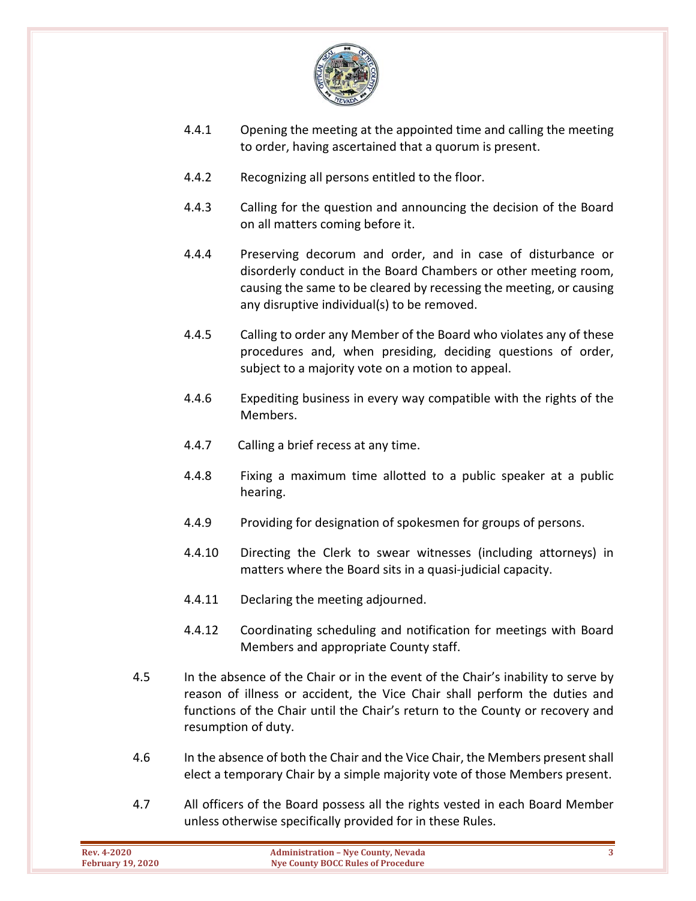4.4.1 Opening the meeting at the appointed time and calling the meeting to order, having ascertained that a quorum is present.

4.4.2 Recognizing all persons entitled to the floor.

4.4.3 Calling for the question and announcing the decision of the Board on all matters coming before it.

4.4.4 Preserving decorum and order, and in case of disturbance or disorderly conduct in the Board Chambers or other meeting room, causing the same to be cleared by recessing the meeting, or causing any disruptive individual(s) to be removed.

4.4.5 Calling to order any Member of the Board who violates any of these procedures and, when presiding, deciding questions of order, subject to a majority vote on a motion to appeal.

4.4.6 Expediting business in every way compatible with the rights of the Members.

4.4.7 Calling a brief recess at any time.

4.4.8 Fixing a maximum time allotted to a public speaker at a public hearing.

4.4.9 Providing for designation of spokesmen for groups of persons.

4.4.10 Directing the Clerk to swear witnesses (including attorneys) in matters where the Board sits in a quasi-judicial capacity.

4.4.11 Declaring the meeting adjourned.

4.4.12 Coordinating scheduling and notification for meetings with Board Members and appropriate County staff.

4.5 In the absence of the Chair or in the event of the Chair's inability to serve by reason of illness or accident, the Vice Chair shall perform the duties and functions of the Chair until the Chair's return to the County or recovery and resumption of duty.

4.6 In the absence of both the Chair and the Vice Chair, the Members present shall elect a temporary Chair by a simple majority vote of those Members present.

4.7 All officers of the Board possess all the rights vested in each Board Member unless otherwise specifically provided for in these Rules.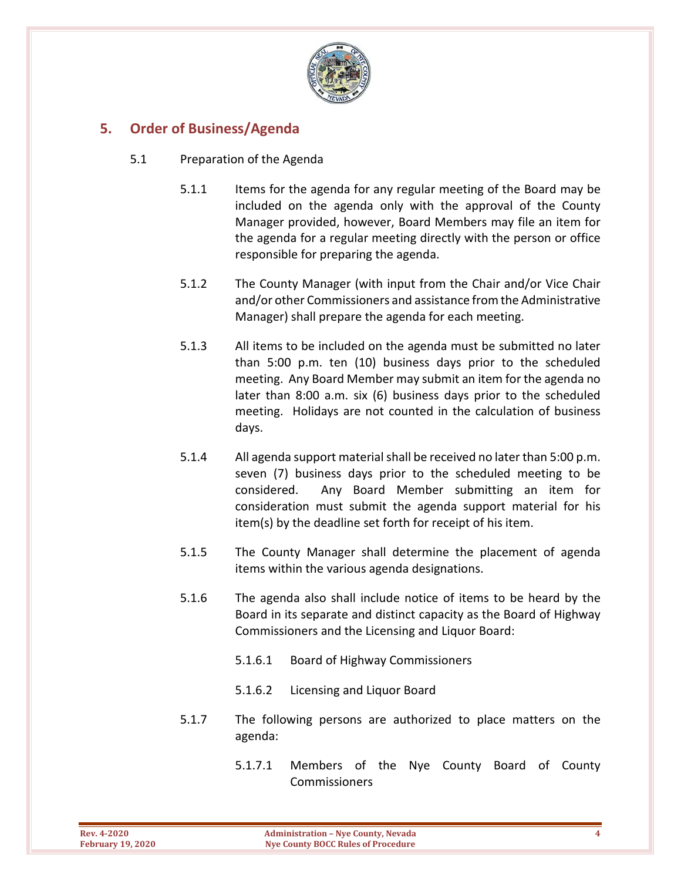## 5. Order of Business/Agenda

5.1 Preparation of the Agenda

5.1.1 Items for the agenda for any regular meeting of the Board may be included on the agenda only with the approval of the County Manager provided, however, Board Members may file an item for the agenda for a regular meeting directly with the person or office responsible for preparing the agenda.

5.1.2 The County Manager (with input from the Chair and/or Vice Chair and/or other Commissioners and assistance from the Administrative Manager) shall prepare the agenda for each meeting.

5.1.3 All items to be included on the agenda must be submitted no later than 5:00 p.m. ten (10) business days prior to the scheduled meeting. Any Board Member may submit an item for the agenda no later than 8:00 a.m. six (6) business days prior to the scheduled meeting. Holidays are not counted in the calculation of business days.

5.1.4 All agenda support material shall be received no later than 5:00 p.m. seven (7) business days prior to the scheduled meeting to be considered. Any Board Member submitting an item for consideration must submit the agenda support material for his item(s) by the deadline set forth for receipt of his item.

5.1.5 The County Manager shall determine the placement of agenda items within the various agenda designations.

5.1.6 The agenda also shall include notice of items to be heard by the Board in its separate and distinct capacity as the Board of Highway Commissioners and the Licensing and Liquor Board:

5.1.6.1 Board of Highway Commissioners

5.1.6.2 Licensing and Liquor Board

5.1.7 The following persons are authorized to place matters on the agenda:

5.1.7.1 Members of the Nye County Board of County Commissioners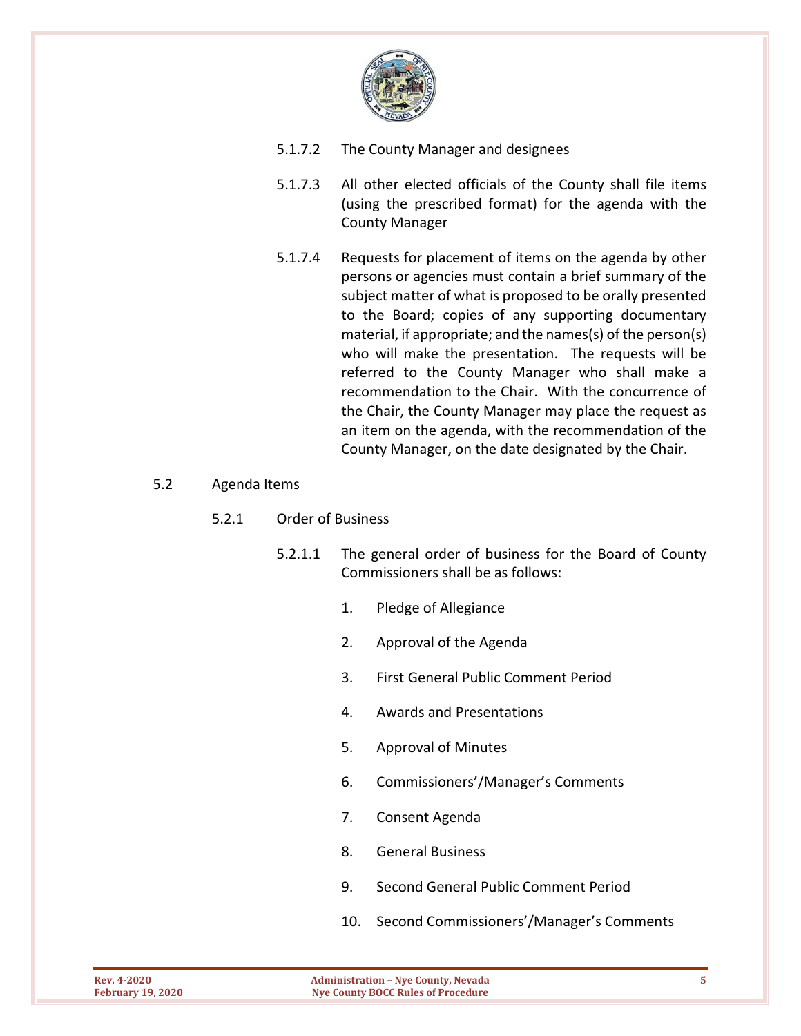5.1.7.2 The County Manager and designees

5.1.7.3 All other elected officials of the County shall file items (using the prescribed format) for the agenda with the County Manager

5.1.7.4 Requests for placement of items on the agenda by other persons or agencies must contain a brief summary of the subject matter of what is proposed to be orally presented to the Board; copies of any supporting documentary material, if appropriate; and the names(s) of the person(s) who will make the presentation. The requests will be referred to the County Manager who shall make a recommendation to the Chair. With the concurrence of the Chair, the County Manager may place the request as an item on the agenda, with the recommendation of the County Manager, on the date designated by the Chair.

5.2 Agenda Items

5.2.1 Order of Business

5.2.1.1 The general order of business for the Board of County Commissioners shall be as follows:

1. Pledge of Allegiance
2. Approval of the Agenda
3. First General Public Comment Period
4. Awards and Presentations
5. Approval of Minutes
6. Commissioners'/Manager's Comments
7. Consent Agenda
8. General Business
9. Second General Public Comment Period
10. Second Commissioners'/Manager's Comments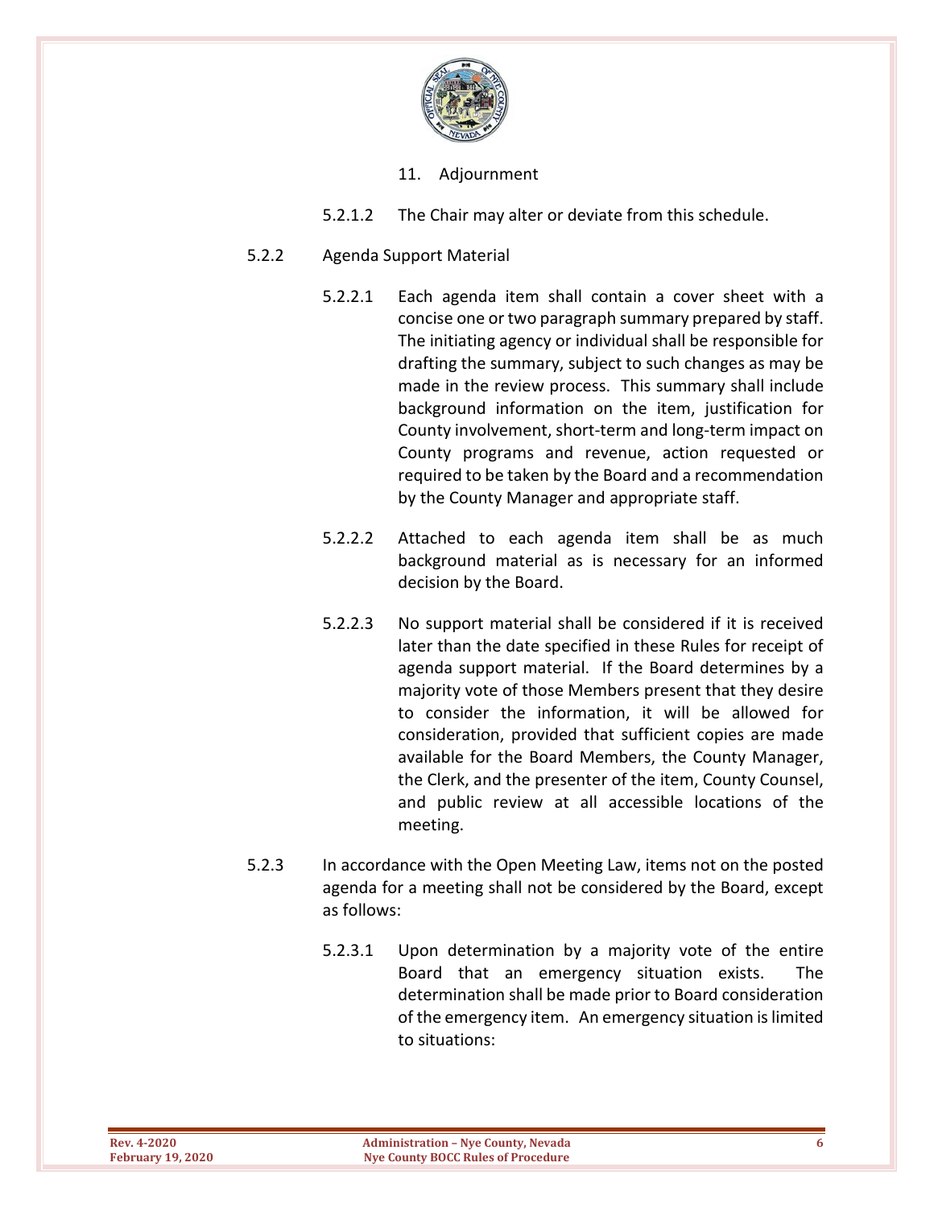11. Adjournment

5.2.1.2 The Chair may alter or deviate from this schedule.

5.2.2 Agenda Support Material

5.2.2.1 Each agenda item shall contain a cover sheet with a concise one or two paragraph summary prepared by staff. The initiating agency or individual shall be responsible for drafting the summary, subject to such changes as may be made in the review process. This summary shall include background information on the item, justification for County involvement, short-term and long-term impact on County programs and revenue, action requested or required to be taken by the Board and a recommendation by the County Manager and appropriate staff.

5.2.2.2 Attached to each agenda item shall be as much background material as is necessary for an informed decision by the Board.

5.2.2.3 No support material shall be considered if it is received later than the date specified in these Rules for receipt of agenda support material. If the Board determines by a majority vote of those Members present that they desire to consider the information, it will be allowed for consideration, provided that sufficient copies are made available for the Board Members, the County Manager, the Clerk, and the presenter of the item, County Counsel, and public review at all accessible locations of the meeting.

5.2.3 In accordance with the Open Meeting Law, items not on the posted agenda for a meeting shall not be considered by the Board, except as follows:

5.2.3.1 Upon determination by a majority vote of the entire Board that an emergency situation exists. The determination shall be made prior to Board consideration of the emergency item. An emergency situation is limited to situations: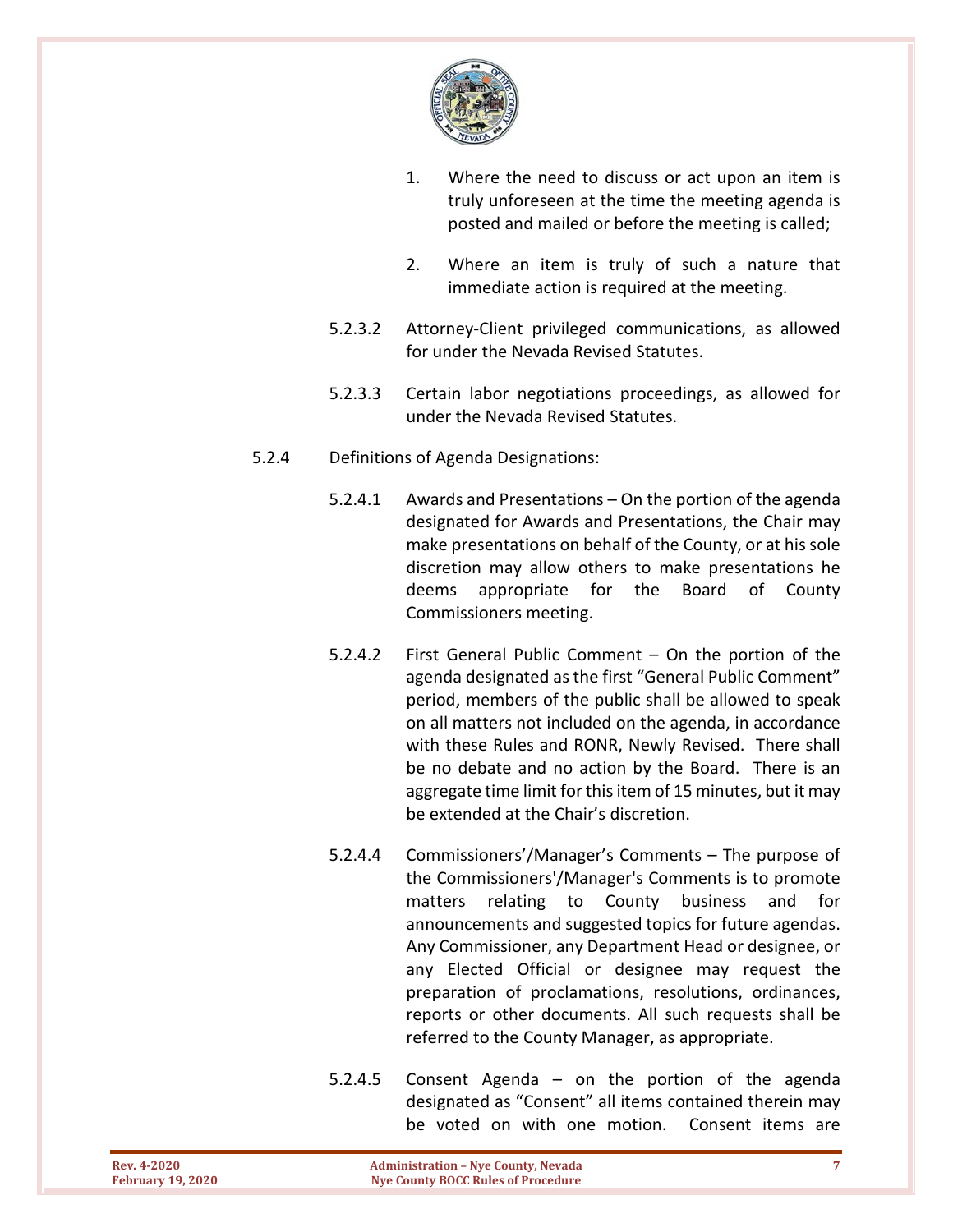1. Where the need to discuss or act upon an item is truly unforeseen at the time the meeting agenda is posted and mailed or before the meeting is called;

2. Where an item is truly of such a nature that immediate action is required at the meeting.

5.2.3.2 Attorney-Client privileged communications, as allowed for under the Nevada Revised Statutes.

5.2.3.3 Certain labor negotiations proceedings, as allowed for under the Nevada Revised Statutes.

5.2.4 Definitions of Agenda Designations:

5.2.4.1 Awards and Presentations – On the portion of the agenda designated for Awards and Presentations, the Chair may make presentations on behalf of the County, or at his sole discretion may allow others to make presentations he deems appropriate for the Board of County Commissioners meeting.

5.2.4.2 First General Public Comment – On the portion of the agenda designated as the first "General Public Comment" period, members of the public shall be allowed to speak on all matters not included on the agenda, in accordance with these Rules and RONR, Newly Revised. There shall be no debate and no action by the Board. There is an aggregate time limit for this item of 15 minutes, but it may be extended at the Chair's discretion.

5.2.4.4 Commissioners'/Manager's Comments – The purpose of the Commissioners'/Manager's Comments is to promote matters relating to County business and for announcements and suggested topics for future agendas. Any Commissioner, any Department Head or designee, or any Elected Official or designee may request the preparation of proclamations, resolutions, ordinances, reports or other documents. All such requests shall be referred to the County Manager, as appropriate.

5.2.4.5 Consent Agenda – on the portion of the agenda designated as "Consent" all items contained therein may be voted on with one motion. Consent items are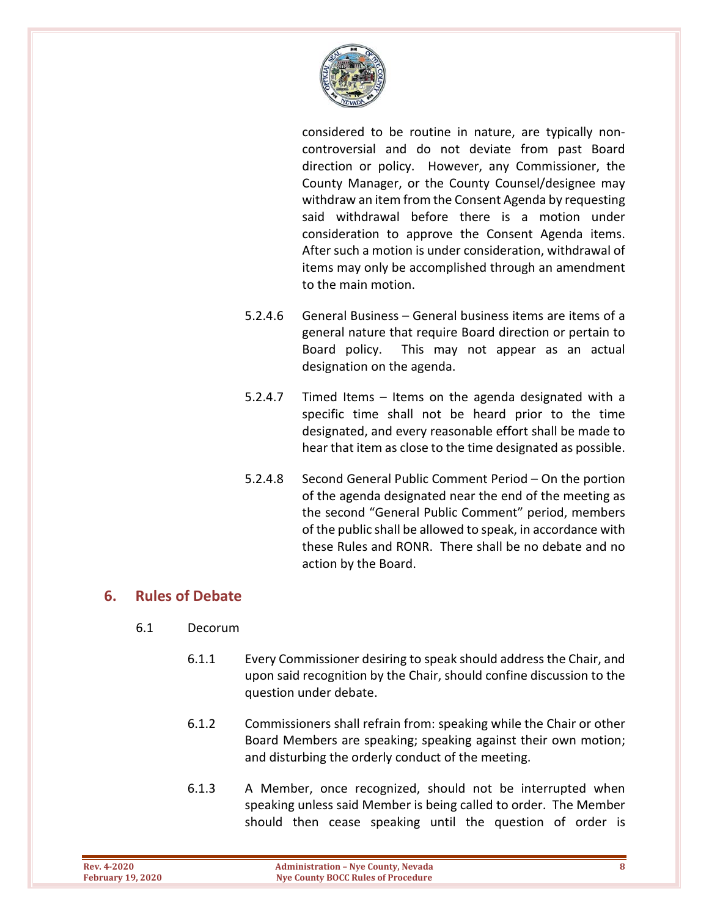considered to be routine in nature, are typically non-controversial and do not deviate from past Board direction or policy. However, any Commissioner, the County Manager, or the County Counsel/designee may withdraw an item from the Consent Agenda by requesting said withdrawal before there is a motion under consideration to approve the Consent Agenda items. After such a motion is under consideration, withdrawal of items may only be accomplished through an amendment to the main motion.

5.2.4.6 General Business – General business items are items of a general nature that require Board direction or pertain to Board policy. This may not appear as an actual designation on the agenda.

5.2.4.7 Timed Items – Items on the agenda designated with a specific time shall not be heard prior to the time designated, and every reasonable effort shall be made to hear that item as close to the time designated as possible.

5.2.4.8 Second General Public Comment Period – On the portion of the agenda designated near the end of the meeting as the second "General Public Comment" period, members of the public shall be allowed to speak, in accordance with these Rules and RONR. There shall be no debate and no action by the Board.

## 6. Rules of Debate

6.1 Decorum

6.1.1 Every Commissioner desiring to speak should address the Chair, and upon said recognition by the Chair, should confine discussion to the question under debate.

6.1.2 Commissioners shall refrain from: speaking while the Chair or other Board Members are speaking; speaking against their own motion; and disturbing the orderly conduct of the meeting.

6.1.3 A Member, once recognized, should not be interrupted when speaking unless said Member is being called to order. The Member should then cease speaking until the question of order is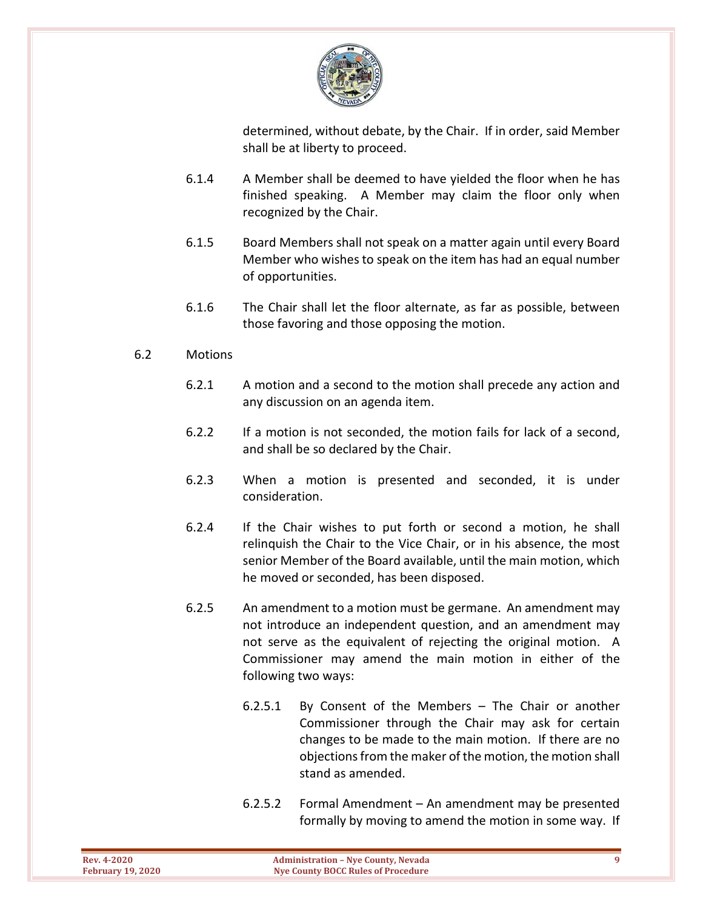determined, without debate, by the Chair. If in order, said Member shall be at liberty to proceed.

6.1.4 A Member shall be deemed to have yielded the floor when he has finished speaking. A Member may claim the floor only when recognized by the Chair.

6.1.5 Board Members shall not speak on a matter again until every Board Member who wishes to speak on the item has had an equal number of opportunities.

6.1.6 The Chair shall let the floor alternate, as far as possible, between those favoring and those opposing the motion.

6.2 Motions

6.2.1 A motion and a second to the motion shall precede any action and any discussion on an agenda item.

6.2.2 If a motion is not seconded, the motion fails for lack of a second, and shall be so declared by the Chair.

6.2.3 When a motion is presented and seconded, it is under consideration.

6.2.4 If the Chair wishes to put forth or second a motion, he shall relinquish the Chair to the Vice Chair, or in his absence, the most senior Member of the Board available, until the main motion, which he moved or seconded, has been disposed.

6.2.5 An amendment to a motion must be germane. An amendment may not introduce an independent question, and an amendment may not serve as the equivalent of rejecting the original motion. A Commissioner may amend the main motion in either of the following two ways:

6.2.5.1 By Consent of the Members – The Chair or another Commissioner through the Chair may ask for certain changes to be made to the main motion. If there are no objections from the maker of the motion, the motion shall stand as amended.

6.2.5.2 Formal Amendment – An amendment may be presented formally by moving to amend the motion in some way. If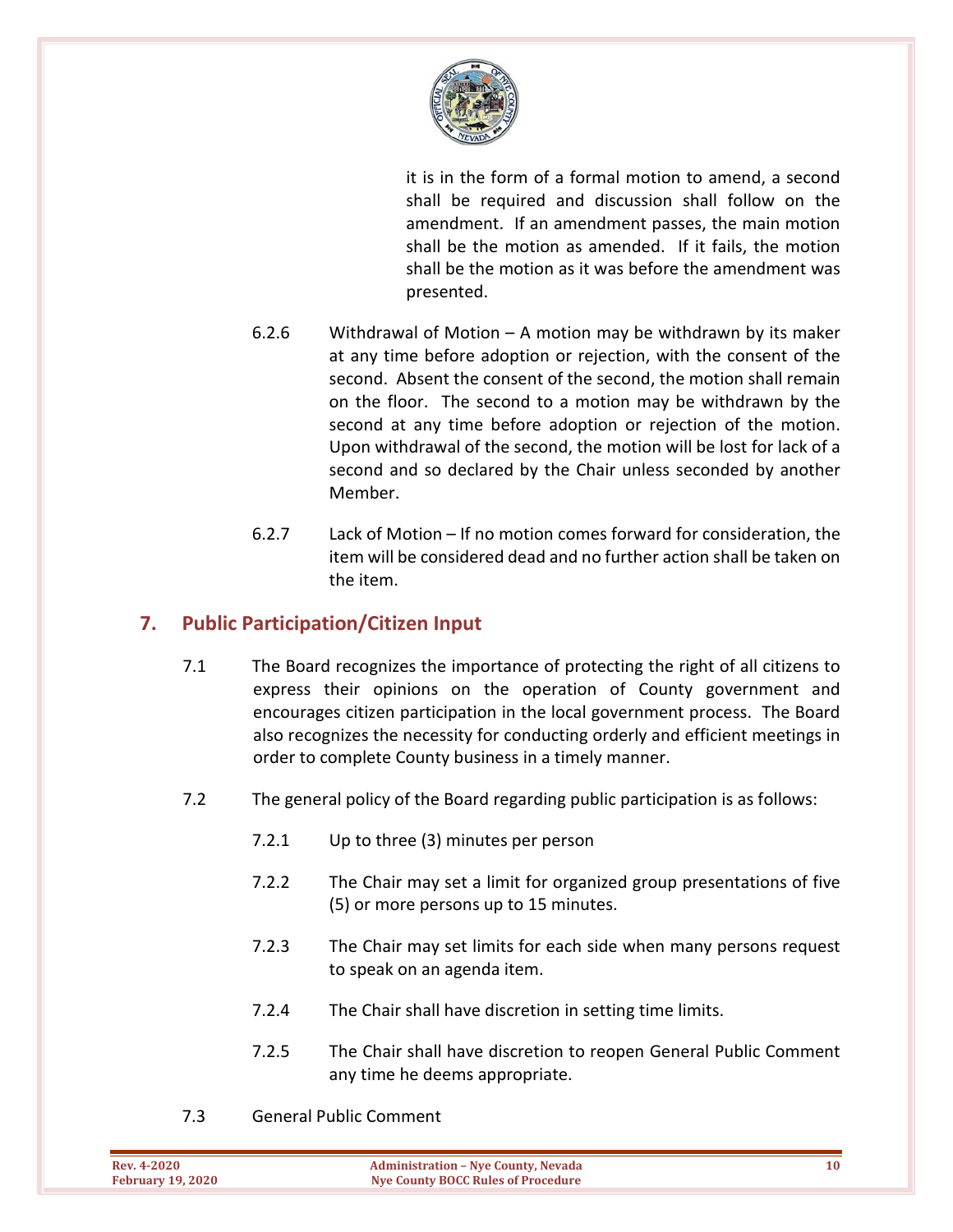it is in the form of a formal motion to amend, a second shall be required and discussion shall follow on the amendment. If an amendment passes, the main motion shall be the motion as amended. If it fails, the motion shall be the motion as it was before the amendment was presented.

6.2.6 Withdrawal of Motion – A motion may be withdrawn by its maker at any time before adoption or rejection, with the consent of the second. Absent the consent of the second, the motion shall remain on the floor. The second to a motion may be withdrawn by the second at any time before adoption or rejection of the motion. Upon withdrawal of the second, the motion will be lost for lack of a second and so declared by the Chair unless seconded by another Member.

6.2.7 Lack of Motion – If no motion comes forward for consideration, the item will be considered dead and no further action shall be taken on the item.

## 7. Public Participation/Citizen Input

7.1 The Board recognizes the importance of protecting the right of all citizens to express their opinions on the operation of County government and encourages citizen participation in the local government process. The Board also recognizes the necessity for conducting orderly and efficient meetings in order to complete County business in a timely manner.

7.2 The general policy of the Board regarding public participation is as follows:

7.2.1 Up to three (3) minutes per person

7.2.2 The Chair may set a limit for organized group presentations of five (5) or more persons up to 15 minutes.

7.2.3 The Chair may set limits for each side when many persons request to speak on an agenda item.

7.2.4 The Chair shall have discretion in setting time limits.

7.2.5 The Chair shall have discretion to reopen General Public Comment any time he deems appropriate.

7.3 General Public Comment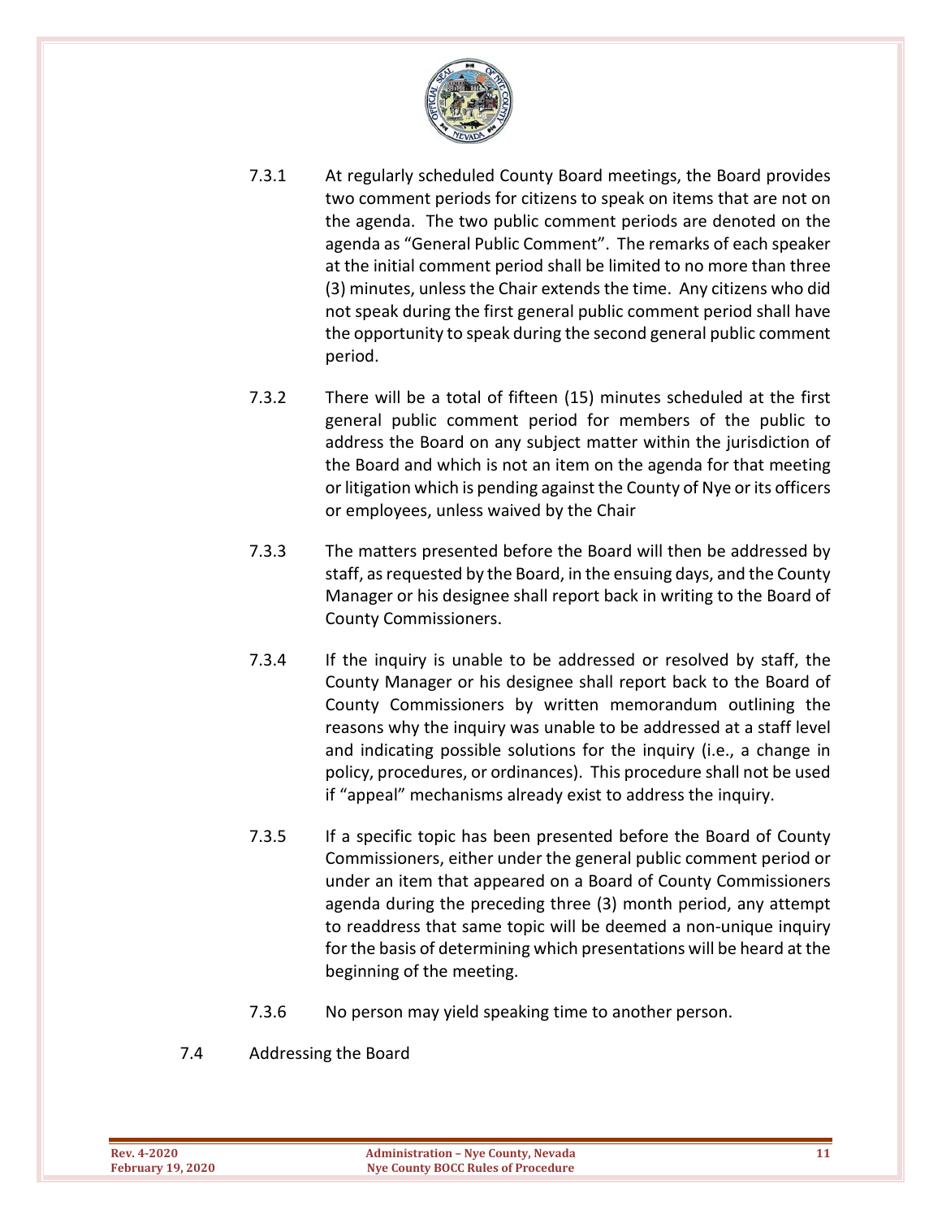7.3.1 At regularly scheduled County Board meetings, the Board provides two comment periods for citizens to speak on items that are not on the agenda. The two public comment periods are denoted on the agenda as "General Public Comment". The remarks of each speaker at the initial comment period shall be limited to no more than three (3) minutes, unless the Chair extends the time. Any citizens who did not speak during the first general public comment period shall have the opportunity to speak during the second general public comment period.

7.3.2 There will be a total of fifteen (15) minutes scheduled at the first general public comment period for members of the public to address the Board on any subject matter within the jurisdiction of the Board and which is not an item on the agenda for that meeting or litigation which is pending against the County of Nye or its officers or employees, unless waived by the Chair

7.3.3 The matters presented before the Board will then be addressed by staff, as requested by the Board, in the ensuing days, and the County Manager or his designee shall report back in writing to the Board of County Commissioners.

7.3.4 If the inquiry is unable to be addressed or resolved by staff, the County Manager or his designee shall report back to the Board of County Commissioners by written memorandum outlining the reasons why the inquiry was unable to be addressed at a staff level and indicating possible solutions for the inquiry (i.e., a change in policy, procedures, or ordinances). This procedure shall not be used if "appeal" mechanisms already exist to address the inquiry.

7.3.5 If a specific topic has been presented before the Board of County Commissioners, either under the general public comment period or under an item that appeared on a Board of County Commissioners agenda during the preceding three (3) month period, any attempt to readdress that same topic will be deemed a non-unique inquiry for the basis of determining which presentations will be heard at the beginning of the meeting.

7.3.6 No person may yield speaking time to another person.

7.4 Addressing the Board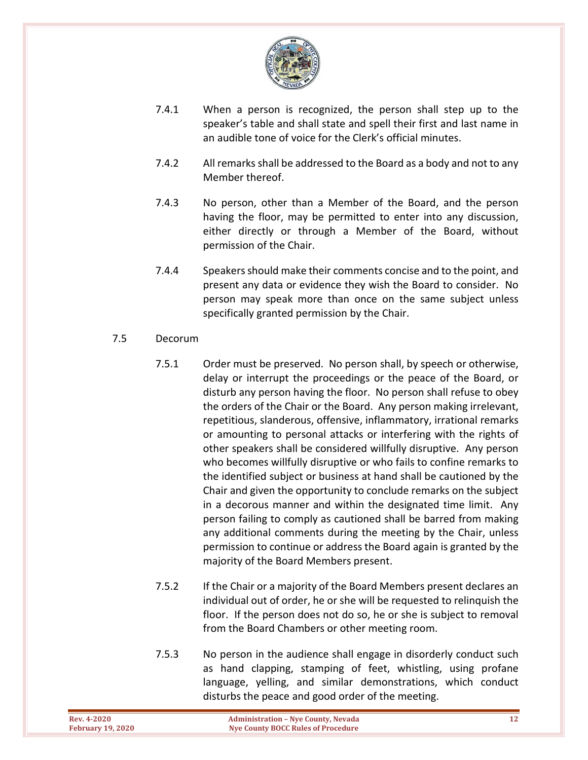7.4.1 When a person is recognized, the person shall step up to the speaker's table and shall state and spell their first and last name in an audible tone of voice for the Clerk's official minutes.

7.4.2 All remarks shall be addressed to the Board as a body and not to any Member thereof.

7.4.3 No person, other than a Member of the Board, and the person having the floor, may be permitted to enter into any discussion, either directly or through a Member of the Board, without permission of the Chair.

7.4.4 Speakers should make their comments concise and to the point, and present any data or evidence they wish the Board to consider. No person may speak more than once on the same subject unless specifically granted permission by the Chair.

7.5 Decorum

7.5.1 Order must be preserved. No person shall, by speech or otherwise, delay or interrupt the proceedings or the peace of the Board, or disturb any person having the floor. No person shall refuse to obey the orders of the Chair or the Board. Any person making irrelevant, repetitious, slanderous, offensive, inflammatory, irrational remarks or amounting to personal attacks or interfering with the rights of other speakers shall be considered willfully disruptive. Any person who becomes willfully disruptive or who fails to confine remarks to the identified subject or business at hand shall be cautioned by the Chair and given the opportunity to conclude remarks on the subject in a decorous manner and within the designated time limit. Any person failing to comply as cautioned shall be barred from making any additional comments during the meeting by the Chair, unless permission to continue or address the Board again is granted by the majority of the Board Members present.

7.5.2 If the Chair or a majority of the Board Members present declares an individual out of order, he or she will be requested to relinquish the floor. If the person does not do so, he or she is subject to removal from the Board Chambers or other meeting room.

7.5.3 No person in the audience shall engage in disorderly conduct such as hand clapping, stamping of feet, whistling, using profane language, yelling, and similar demonstrations, which conduct disturbs the peace and good order of the meeting.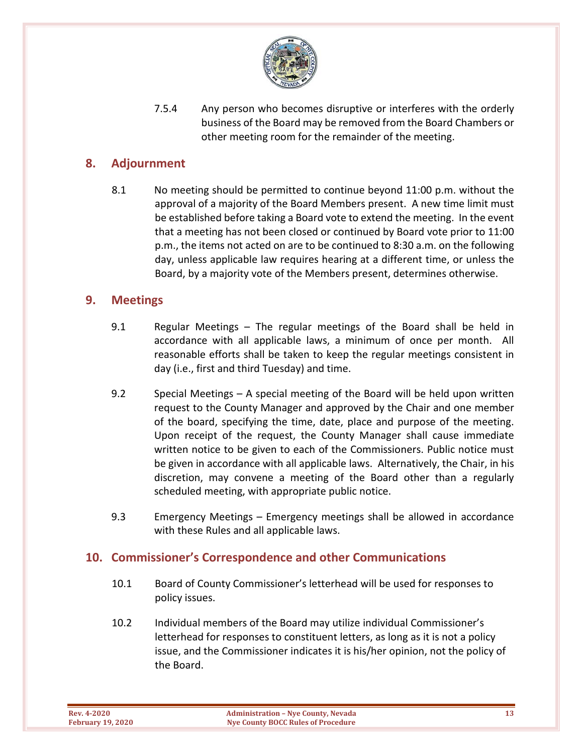7.5.4 Any person who becomes disruptive or interferes with the orderly business of the Board may be removed from the Board Chambers or other meeting room for the remainder of the meeting.

## 8. Adjournment

8.1 No meeting should be permitted to continue beyond 11:00 p.m. without the approval of a majority of the Board Members present. A new time limit must be established before taking a Board vote to extend the meeting. In the event that a meeting has not been closed or continued by Board vote prior to 11:00 p.m., the items not acted on are to be continued to 8:30 a.m. on the following day, unless applicable law requires hearing at a different time, or unless the Board, by a majority vote of the Members present, determines otherwise.

## 9. Meetings

9.1 Regular Meetings – The regular meetings of the Board shall be held in accordance with all applicable laws, a minimum of once per month. All reasonable efforts shall be taken to keep the regular meetings consistent in day (i.e., first and third Tuesday) and time.

9.2 Special Meetings – A special meeting of the Board will be held upon written request to the County Manager and approved by the Chair and one member of the board, specifying the time, date, place and purpose of the meeting. Upon receipt of the request, the County Manager shall cause immediate written notice to be given to each of the Commissioners. Public notice must be given in accordance with all applicable laws. Alternatively, the Chair, in his discretion, may convene a meeting of the Board other than a regularly scheduled meeting, with appropriate public notice.

9.3 Emergency Meetings – Emergency meetings shall be allowed in accordance with these Rules and all applicable laws.

## 10. Commissioner's Correspondence and other Communications

10.1 Board of County Commissioner's letterhead will be used for responses to policy issues.

10.2 Individual members of the Board may utilize individual Commissioner's letterhead for responses to constituent letters, as long as it is not a policy issue, and the Commissioner indicates it is his/her opinion, not the policy of the Board.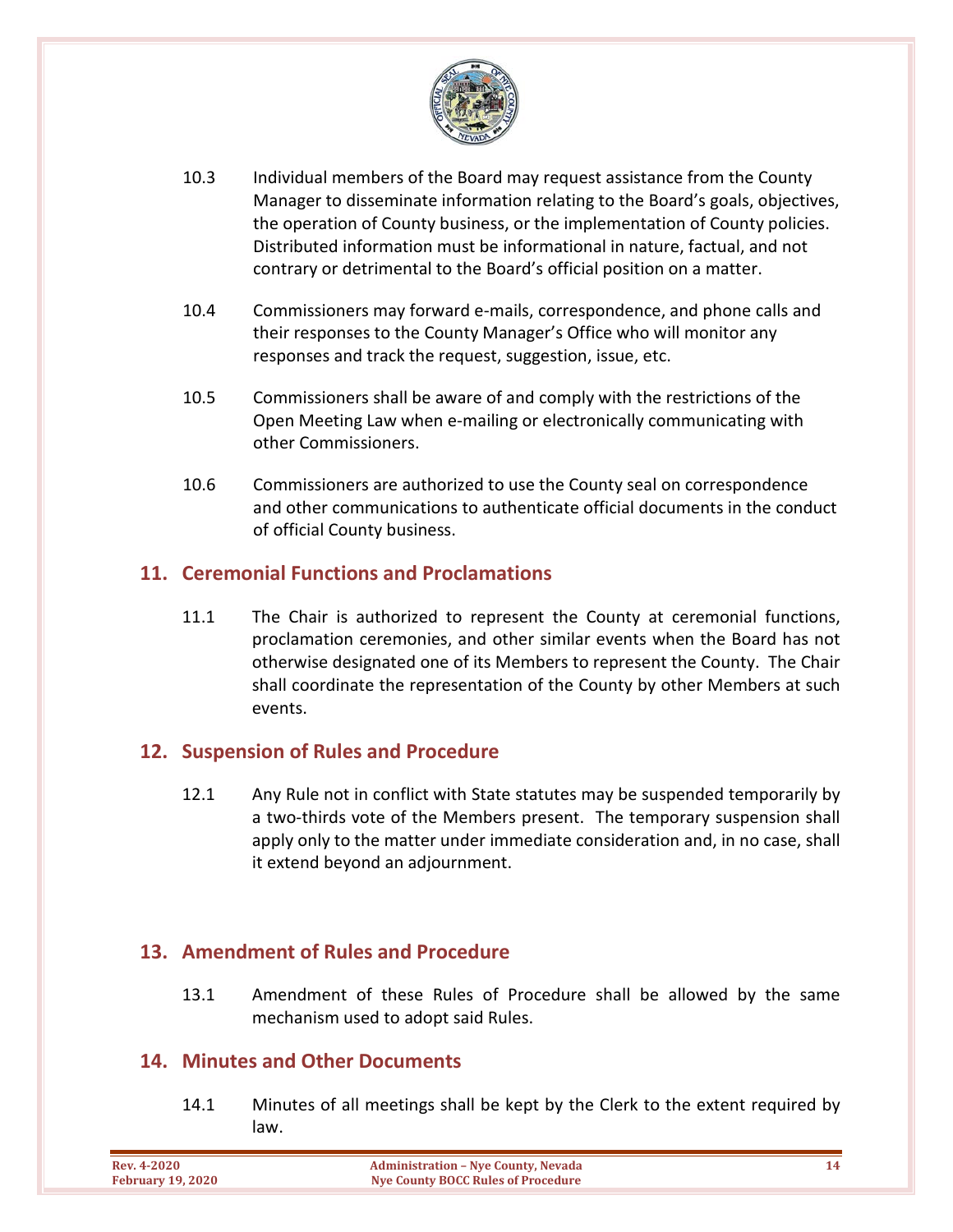10.3 Individual members of the Board may request assistance from the County Manager to disseminate information relating to the Board's goals, objectives, the operation of County business, or the implementation of County policies. Distributed information must be informational in nature, factual, and not contrary or detrimental to the Board's official position on a matter.

10.4 Commissioners may forward e-mails, correspondence, and phone calls and their responses to the County Manager's Office who will monitor any responses and track the request, suggestion, issue, etc.

10.5 Commissioners shall be aware of and comply with the restrictions of the Open Meeting Law when e-mailing or electronically communicating with other Commissioners.

10.6 Commissioners are authorized to use the County seal on correspondence and other communications to authenticate official documents in the conduct of official County business.

## 11. Ceremonial Functions and Proclamations

11.1 The Chair is authorized to represent the County at ceremonial functions, proclamation ceremonies, and other similar events when the Board has not otherwise designated one of its Members to represent the County. The Chair shall coordinate the representation of the County by other Members at such events.

## 12. Suspension of Rules and Procedure

12.1 Any Rule not in conflict with State statutes may be suspended temporarily by a two-thirds vote of the Members present. The temporary suspension shall apply only to the matter under immediate consideration and, in no case, shall it extend beyond an adjournment.

## 13. Amendment of Rules and Procedure

13.1 Amendment of these Rules of Procedure shall be allowed by the same mechanism used to adopt said Rules.

## 14. Minutes and Other Documents

14.1 Minutes of all meetings shall be kept by the Clerk to the extent required by law.